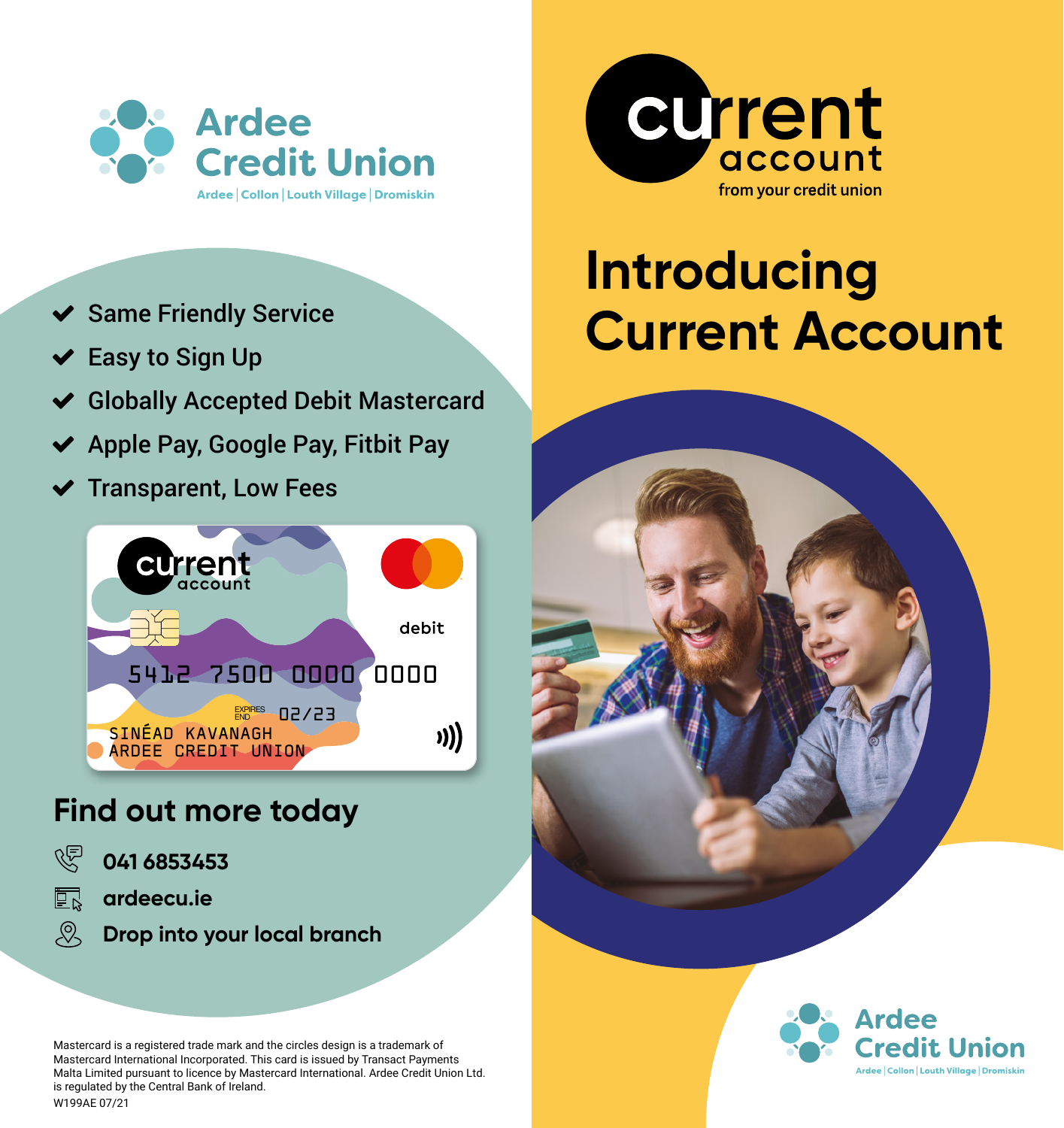# Ardee Credit Union

Ardee | Collon | Louth Village | Dromiskin

- Same Friendly Service
- Easy to Sign Up
- Globally Accepted Debit Mastercard
- Apple Pay, Google Pay, Fitbit Pay
- Transparent, Low Fees

current account

debit

5412 7500 0000 0000

EXPIRES END 02/23

SINÉAD KAVANAGH
ARDEE CREDIT UNION

## Find out more today

041 6853453

ardeecu.ie

Drop into your local branch

Mastercard is a registered trade mark and the circles design is a trademark of Mastercard International Incorporated. This card is issued by Transact Payments Malta Limited pursuant to licence by Mastercard International. Ardee Credit Union Ltd. is regulated by the Central Bank of Ireland.

W199AE 07/21

current account

from your credit union

# Introducing Current Account

Ardee Credit Union

Ardee | Collon | Louth Village | Dromiskin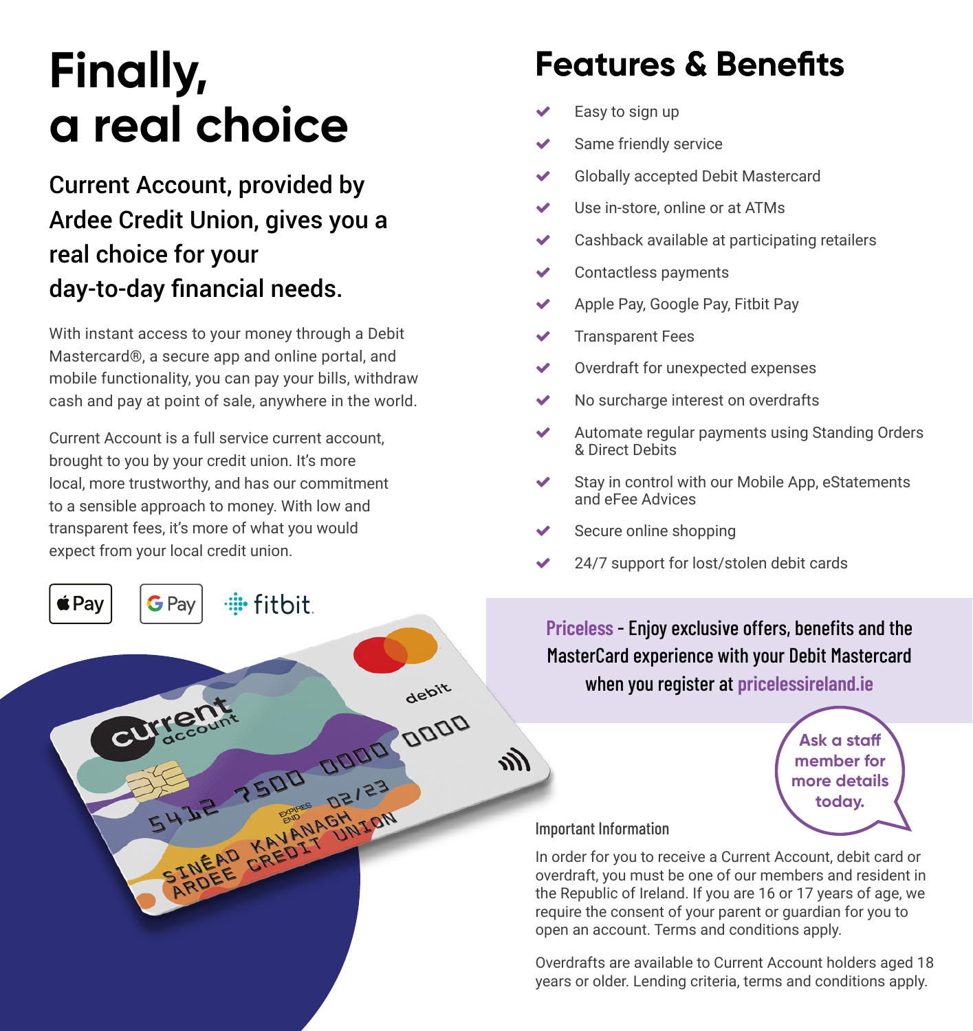# Finally, a real choice

## Current Account, provided by Ardee Credit Union, gives you a real choice for your day-to-day financial needs.

With instant access to your money through a Debit Mastercard®, a secure app and online portal, and mobile functionality, you can pay your bills, withdraw cash and pay at point of sale, anywhere in the world.

Current Account is a full service current account, brought to you by your credit union. It's more local, more trustworthy, and has our commitment to a sensible approach to money. With low and transparent fees, it's more of what you would expect from your local credit union.

# Features & Benefits

- Easy to sign up
- Same friendly service
- Globally accepted Debit Mastercard
- Use in-store, online or at ATMs
- Cashback available at participating retailers
- Contactless payments
- Apple Pay, Google Pay, Fitbit Pay
- Transparent Fees
- Overdraft for unexpected expenses
- No surcharge interest on overdrafts
- Automate regular payments using Standing Orders & Direct Debits
- Stay in control with our Mobile App, eStatements and eFee Advices
- Secure online shopping
- 24/7 support for lost/stolen debit cards

**Priceless - Enjoy exclusive offers, benefits and the MasterCard experience with your Debit Mastercard when you register at pricelessireland.ie**

**Ask a staff member for more details today.**

### Important Information

In order for you to receive a Current Account, debit card or overdraft, you must be one of our members and resident in the Republic of Ireland. If you are 16 or 17 years of age, we require the consent of your parent or guardian for you to open an account. Terms and conditions apply.

Overdrafts are available to Current Account holders aged 18 years or older. Lending criteria, terms and conditions apply.